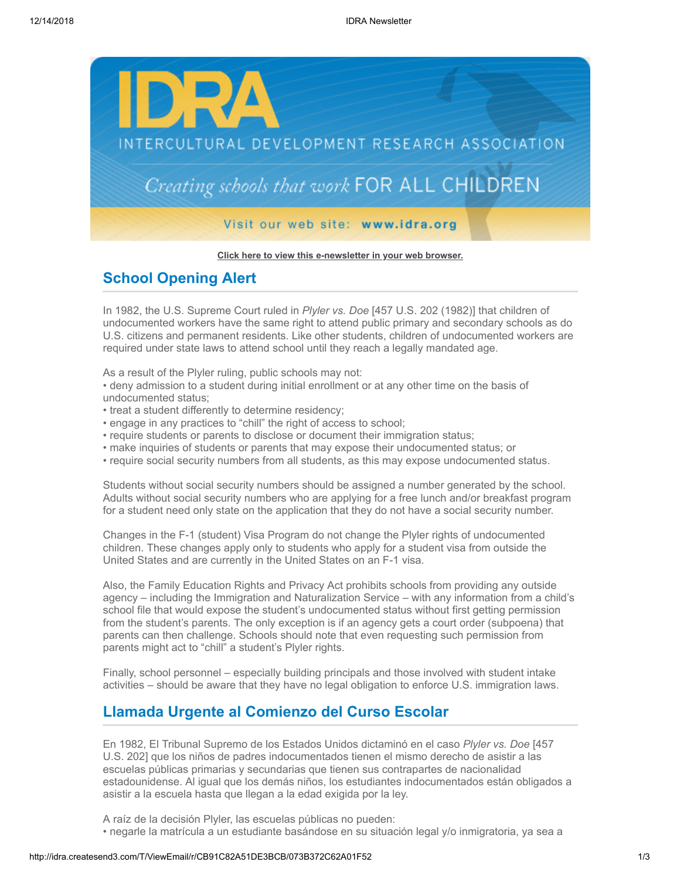IDRA

INTERCULTURAL DEVELOPMENT RESEARCH ASSOCIATION

Creating schools that work FOR ALL CHILDREN

Visit our web site: www.idra.org

**Click here to view this e-newsletter in your web browser.**

## School Opening Alert

In 1982, the U.S. Supreme Court ruled in *Plyler vs. Doe* [457 U.S. 202 (1982)] that children of undocumented workers have the same right to attend public primary and secondary schools as do U.S. citizens and permanent residents. Like other students, children of undocumented workers are required under state laws to attend school until they reach a legally mandated age.

As a result of the Plyler ruling, public schools may not:
• deny admission to a student during initial enrollment or at any other time on the basis of undocumented status;
• treat a student differently to determine residency;
• engage in any practices to "chill" the right of access to school;
• require students or parents to disclose or document their immigration status;
• make inquiries of students or parents that may expose their undocumented status; or
• require social security numbers from all students, as this may expose undocumented status.

Students without social security numbers should be assigned a number generated by the school. Adults without social security numbers who are applying for a free lunch and/or breakfast program for a student need only state on the application that they do not have a social security number.

Changes in the F-1 (student) Visa Program do not change the Plyler rights of undocumented children. These changes apply only to students who apply for a student visa from outside the United States and are currently in the United States on an F-1 visa.

Also, the Family Education Rights and Privacy Act prohibits schools from providing any outside agency – including the Immigration and Naturalization Service – with any information from a child's school file that would expose the student's undocumented status without first getting permission from the student's parents. The only exception is if an agency gets a court order (subpoena) that parents can then challenge. Schools should note that even requesting such permission from parents might act to "chill" a student's Plyler rights.

Finally, school personnel – especially building principals and those involved with student intake activities – should be aware that they have no legal obligation to enforce U.S. immigration laws.

## Llamada Urgente al Comienzo del Curso Escolar

En 1982, El Tribunal Supremo de los Estados Unidos dictaminó en el caso *Plyler vs. Doe* [457 U.S. 202] que los niños de padres indocumentados tienen el mismo derecho de asistir a las escuelas públicas primarias y secundarias que tienen sus contrapartes de nacionalidad estadounidense. Al igual que los demás niños, los estudiantes indocumentados están obligados a asistir a la escuela hasta que llegan a la edad exigida por la ley.

A raíz de la decisión Plyler, las escuelas públicas no pueden:
• negarle la matrícula a un estudiante basándose en su situación legal y/o inmigratoria, ya sea a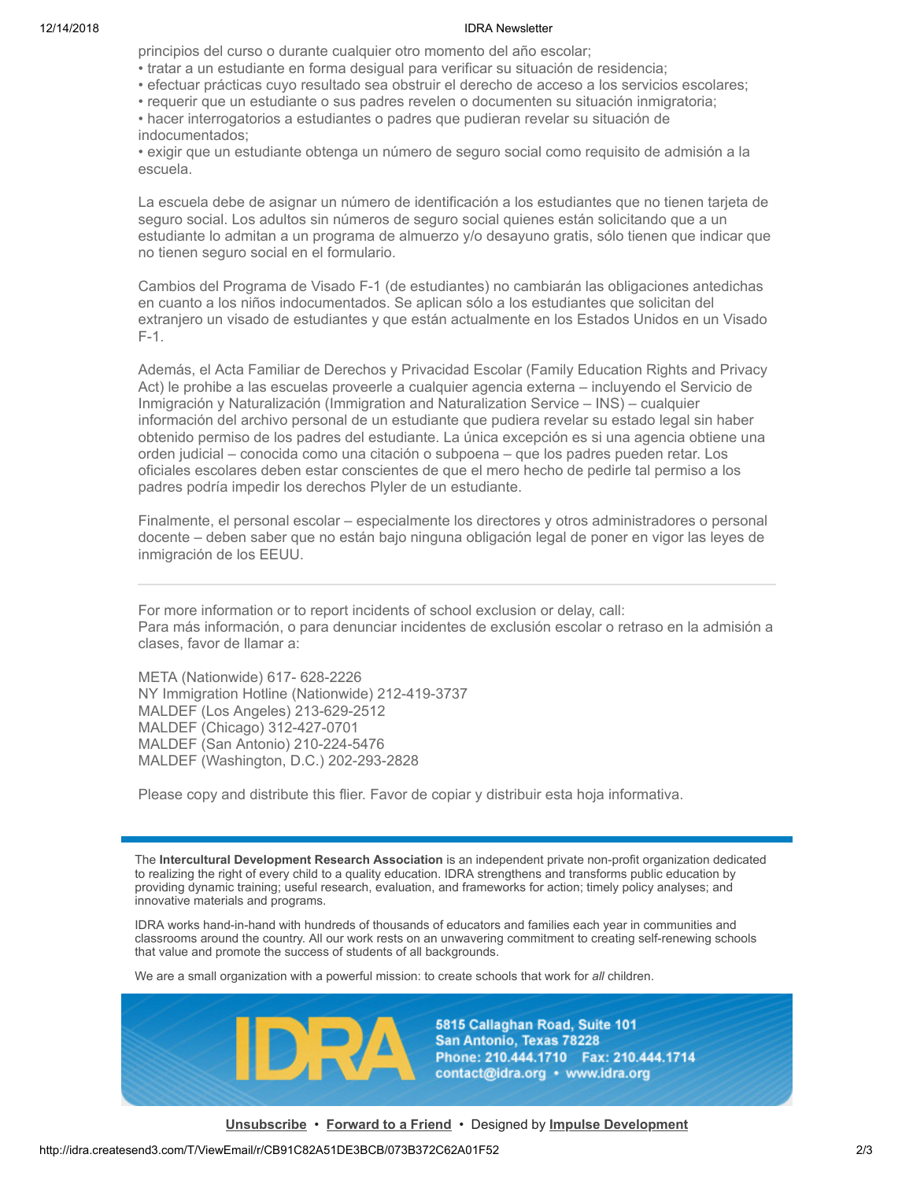principios del curso o durante cualquier otro momento del año escolar;

- tratar a un estudiante en forma desigual para verificar su situación de residencia;
- efectuar prácticas cuyo resultado sea obstruir el derecho de acceso a los servicios escolares;
- requerir que un estudiante o sus padres revelen o documenten su situación inmigratoria;
- hacer interrogatorios a estudiantes o padres que pudieran revelar su situación de indocumentados;
- exigir que un estudiante obtenga un número de seguro social como requisito de admisión a la escuela.

La escuela debe de asignar un número de identificación a los estudiantes que no tienen tarjeta de seguro social. Los adultos sin números de seguro social quienes están solicitando que a un estudiante lo admitan a un programa de almuerzo y/o desayuno gratis, sólo tienen que indicar que no tienen seguro social en el formulario.

Cambios del Programa de Visado F-1 (de estudiantes) no cambiarán las obligaciones antedichas en cuanto a los niños indocumentados. Se aplican sólo a los estudiantes que solicitan del extranjero un visado de estudiantes y que están actualmente en los Estados Unidos en un Visado F-1.

Además, el Acta Familiar de Derechos y Privacidad Escolar (Family Education Rights and Privacy Act) le prohibe a las escuelas proveerle a cualquier agencia externa – incluyendo el Servicio de Inmigración y Naturalización (Immigration and Naturalization Service – INS) – cualquier información del archivo personal de un estudiante que pudiera revelar su estado legal sin haber obtenido permiso de los padres del estudiante. La única excepción es si una agencia obtiene una orden judicial – conocida como una citación o subpoena – que los padres pueden retar. Los oficiales escolares deben estar conscientes de que el mero hecho de pedirle tal permiso a los padres podría impedir los derechos Plyler de un estudiante.

Finalmente, el personal escolar – especialmente los directores y otros administradores o personal docente – deben saber que no están bajo ninguna obligación legal de poner en vigor las leyes de inmigración de los EEUU.

---

For more information or to report incidents of school exclusion or delay, call:
Para más información, o para denunciar incidentes de exclusión escolar o retraso en la admisión a clases, favor de llamar a:

META (Nationwide) 617- 628-2226
NY Immigration Hotline (Nationwide) 212-419-3737
MALDEF (Los Angeles) 213-629-2512
MALDEF (Chicago) 312-427-0701
MALDEF (San Antonio) 210-224-5476
MALDEF (Washington, D.C.) 202-293-2828

Please copy and distribute this flier. Favor de copiar y distribuir esta hoja informativa.

---

The **Intercultural Development Research Association** is an independent private non-profit organization dedicated to realizing the right of every child to a quality education. IDRA strengthens and transforms public education by providing dynamic training; useful research, evaluation, and frameworks for action; timely policy analyses; and innovative materials and programs.

IDRA works hand-in-hand with hundreds of thousands of educators and families each year in communities and classrooms around the country. All our work rests on an unwavering commitment to creating self-renewing schools that value and promote the success of students of all backgrounds.

We are a small organization with a powerful mission: to create schools that work for *all* children.

IDRA
5815 Callaghan Road, Suite 101
San Antonio, Texas 78228
Phone: 210.444.1710 Fax: 210.444.1714
contact@idra.org • www.idra.org

Unsubscribe • Forward to a Friend • Designed by Impulse Development